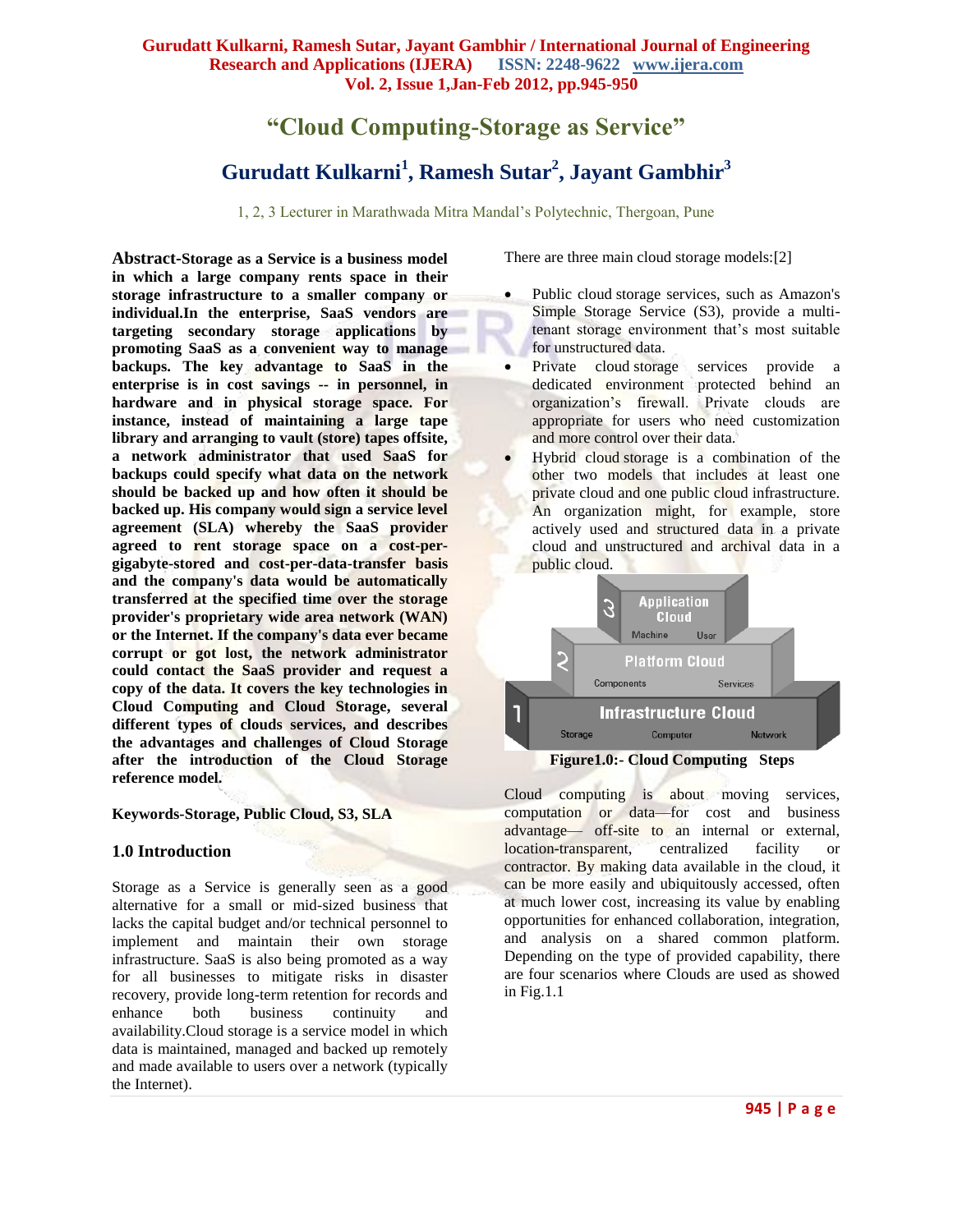# "Cloud Computing-Storage as Service"

## Gurudatt Kulkarni[1], Ramesh Sutar[2], Jayant Gambhir[3]

1, 2, 3 Lecturer in Marathwada Mitra Mandal's Polytechnic, Thergoan, Pune

**Abstract-Storage as a Service is a business model in which a large company rents space in their storage infrastructure to a smaller company or individual.In the enterprise, SaaS vendors are targeting secondary storage applications by promoting SaaS as a convenient way to manage backups. The key advantage to SaaS in the enterprise is in cost savings -- in personnel, in hardware and in physical storage space. For instance, instead of maintaining a large tape library and arranging to vault (store) tapes offsite, a network administrator that used SaaS for backups could specify what data on the network should be backed up and how often it should be backed up. His company would sign a service level agreement (SLA) whereby the SaaS provider agreed to rent storage space on a cost-per-gigabyte-stored and cost-per-data-transfer basis and the company's data would be automatically transferred at the specified time over the storage provider's proprietary wide area network (WAN) or the Internet. If the company's data ever became corrupt or got lost, the network administrator could contact the SaaS provider and request a copy of the data. It covers the key technologies in Cloud Computing and Cloud Storage, several different types of clouds services, and describes the advantages and challenges of Cloud Storage after the introduction of the Cloud Storage reference model.**

**Keywords-Storage, Public Cloud, S3, SLA**

## 1.0 Introduction

Storage as a Service is generally seen as a good alternative for a small or mid-sized business that lacks the capital budget and/or technical personnel to implement and maintain their own storage infrastructure. SaaS is also being promoted as a way for all businesses to mitigate risks in disaster recovery, provide long-term retention for records and enhance both business continuity and availability.Cloud storage is a service model in which data is maintained, managed and backed up remotely and made available to users over a network (typically the Internet).

There are three main cloud storage models:[2]

- Public cloud storage services, such as Amazon's Simple Storage Service (S3), provide a multi-tenant storage environment that's most suitable for unstructured data.
- Private cloud storage services provide a dedicated environment protected behind an organization's firewall. Private clouds are appropriate for users who need customization and more control over their data.
- Hybrid cloud storage is a combination of the other two models that includes at least one private cloud and one public cloud infrastructure. An organization might, for example, store actively used and structured data in a private cloud and unstructured and archival data in a public cloud.

3 Application Cloud
Machine User
2 Platform Cloud
Components Services
1 Infrastructure Cloud
Storage Computer Network

**Figure1.0:- Cloud Computing Steps**

Cloud computing is about moving services, computation or data—for cost and business advantage— off-site to an internal or external, location-transparent, centralized facility or contractor. By making data available in the cloud, it can be more easily and ubiquitously accessed, often at much lower cost, increasing its value by enabling opportunities for enhanced collaboration, integration, and analysis on a shared common platform. Depending on the type of provided capability, there are four scenarios where Clouds are used as showed in Fig.1.1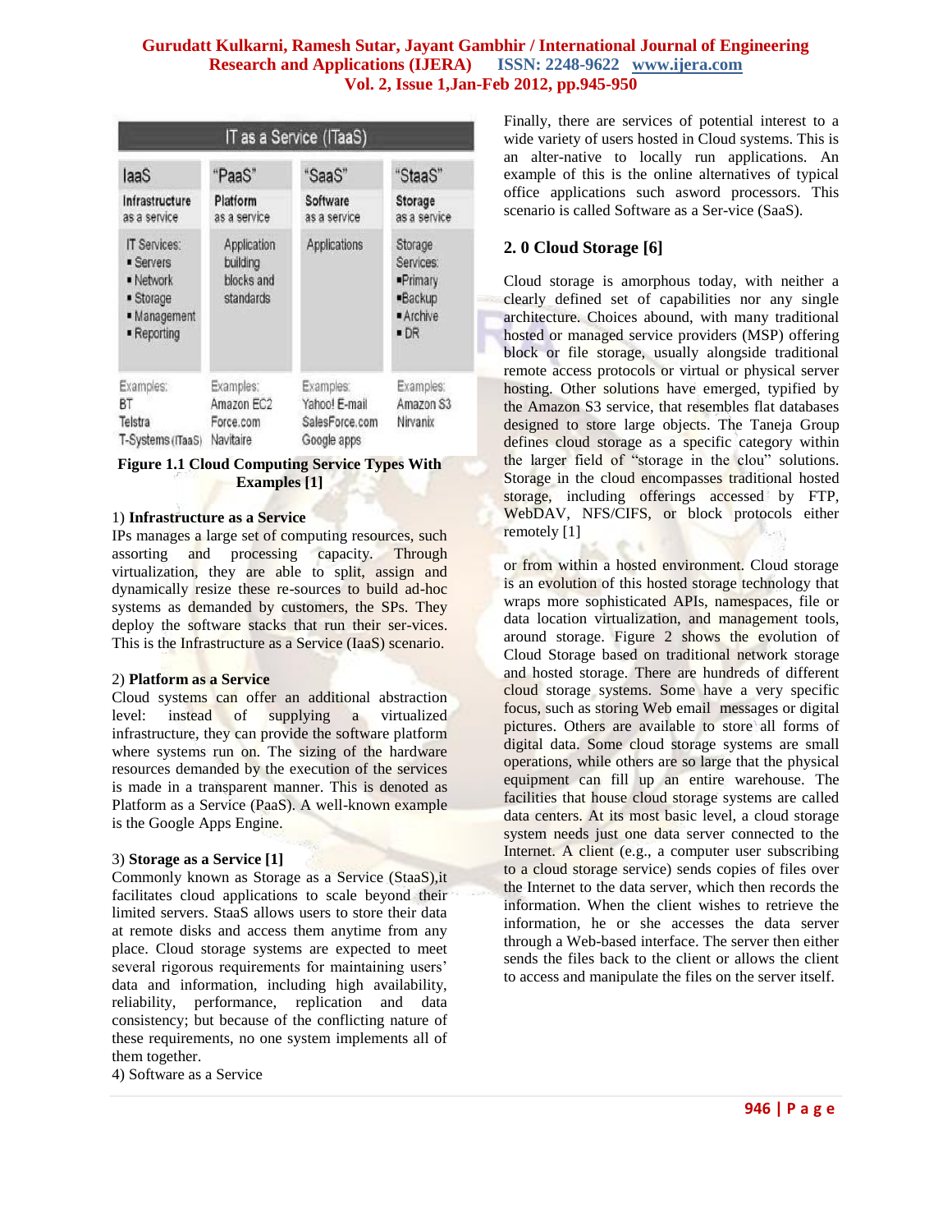| IT as a Service (ITaaS) | | | |
|---|---|---|---|
| IaaS | "PaaS" | "SaaS" | "StaaS" |
| Infrastructure as a service | Platform as a service | Software as a service | Storage as a service |
| IT Services: ▪ Servers ▪ Network ▪ Storage ▪ Management ▪ Reporting | Application building blocks and standards | Applications | Storage Services: ▪Primary ▪Backup ▪Archive ▪DR |
| Examples: BT Telstra T-Systems (ITaaS) | Examples: Amazon EC2 Force.com Navitaire | Examples: Yahoo! E-mail SalesForce.com Google apps | Examples: Amazon S3 Nirvanix |

**Figure 1.1 Cloud Computing Service Types With Examples [1]**

1) **Infrastructure as a Service**
IPs manages a large set of computing resources, such assorting and processing capacity. Through virtualization, they are able to split, assign and dynamically resize these re-sources to build ad-hoc systems as demanded by customers, the SPs. They deploy the software stacks that run their ser-vices. This is the Infrastructure as a Service (IaaS) scenario.

2) **Platform as a Service**
Cloud systems can offer an additional abstraction level: instead of supplying a virtualized infrastructure, they can provide the software platform where systems run on. The sizing of the hardware resources demanded by the execution of the services is made in a transparent manner. This is denoted as Platform as a Service (PaaS). A well-known example is the Google Apps Engine.

3) **Storage as a Service [1]**
Commonly known as Storage as a Service (StaaS),it facilitates cloud applications to scale beyond their limited servers. StaaS allows users to store their data at remote disks and access them anytime from any place. Cloud storage systems are expected to meet several rigorous requirements for maintaining users' data and information, including high availability, reliability, performance, replication and data consistency; but because of the conflicting nature of these requirements, no one system implements all of them together.

4) Software as a Service
Finally, there are services of potential interest to a wide variety of users hosted in Cloud systems. This is an alter-native to locally run applications. An example of this is the online alternatives of typical office applications such asword processors. This scenario is called Software as a Ser-vice (SaaS).

## 2. 0 Cloud Storage [6]

Cloud storage is amorphous today, with neither a clearly defined set of capabilities nor any single architecture. Choices abound, with many traditional hosted or managed service providers (MSP) offering block or file storage, usually alongside traditional remote access protocols or virtual or physical server hosting. Other solutions have emerged, typified by the Amazon S3 service, that resembles flat databases designed to store large objects. The Taneja Group defines cloud storage as a specific category within the larger field of "storage in the clou" solutions. Storage in the cloud encompasses traditional hosted storage, including offerings accessed by FTP, WebDAV, NFS/CIFS, or block protocols either remotely [1]

or from within a hosted environment. Cloud storage is an evolution of this hosted storage technology that wraps more sophisticated APIs, namespaces, file or data location virtualization, and management tools, around storage. Figure 2 shows the evolution of Cloud Storage based on traditional network storage and hosted storage. There are hundreds of different cloud storage systems. Some have a very specific focus, such as storing Web email messages or digital pictures. Others are available to store all forms of digital data. Some cloud storage systems are small operations, while others are so large that the physical equipment can fill up an entire warehouse. The facilities that house cloud storage systems are called data centers. At its most basic level, a cloud storage system needs just one data server connected to the Internet. A client (e.g., a computer user subscribing to a cloud storage service) sends copies of files over the Internet to the data server, which then records the information. When the client wishes to retrieve the information, he or she accesses the data server through a Web-based interface. The server then either sends the files back to the client or allows the client to access and manipulate the files on the server itself.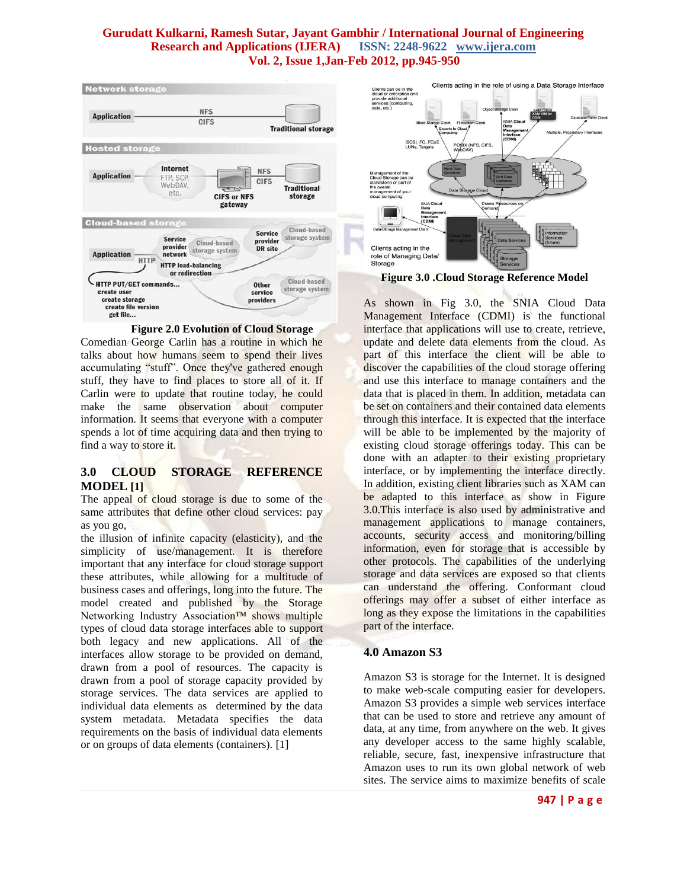**Figure 2.0 Evolution of Cloud Storage**

Comedian George Carlin has a routine in which he talks about how humans seem to spend their lives accumulating "stuff". Once they've gathered enough stuff, they have to find places to store all of it. If Carlin were to update that routine today, he could make the same observation about computer information. It seems that everyone with a computer spends a lot of time acquiring data and then trying to find a way to store it.

## 3.0 CLOUD STORAGE REFERENCE MODEL [1]

The appeal of cloud storage is due to some of the same attributes that define other cloud services: pay as you go,
the illusion of infinite capacity (elasticity), and the simplicity of use/management. It is therefore important that any interface for cloud storage support these attributes, while allowing for a multitude of business cases and offerings, long into the future. The model created and published by the Storage Networking Industry Association™ shows multiple types of cloud data storage interfaces able to support both legacy and new applications. All of the interfaces allow storage to be provided on demand, drawn from a pool of resources. The capacity is drawn from a pool of storage capacity provided by storage services. The data services are applied to individual data elements as determined by the data system metadata. Metadata specifies the data requirements on the basis of individual data elements or on groups of data elements (containers). [1]

**Figure 3.0 .Cloud Storage Reference Model**

As shown in Fig 3.0, the SNIA Cloud Data Management Interface (CDMI) is the functional interface that applications will use to create, retrieve, update and delete data elements from the cloud. As part of this interface the client will be able to discover the capabilities of the cloud storage offering and use this interface to manage containers and the data that is placed in them. In addition, metadata can be set on containers and their contained data elements through this interface. It is expected that the interface will be able to be implemented by the majority of existing cloud storage offerings today. This can be done with an adapter to their existing proprietary interface, or by implementing the interface directly. In addition, existing client libraries such as XAM can be adapted to this interface as show in Figure 3.0.This interface is also used by administrative and management applications to manage containers, accounts, security access and monitoring/billing information, even for storage that is accessible by other protocols. The capabilities of the underlying storage and data services are exposed so that clients can understand the offering. Conformant cloud offerings may offer a subset of either interface as long as they expose the limitations in the capabilities part of the interface.

## 4.0 Amazon S3

Amazon S3 is storage for the Internet. It is designed to make web-scale computing easier for developers. Amazon S3 provides a simple web services interface that can be used to store and retrieve any amount of data, at any time, from anywhere on the web. It gives any developer access to the same highly scalable, reliable, secure, fast, inexpensive infrastructure that Amazon uses to run its own global network of web sites. The service aims to maximize benefits of scale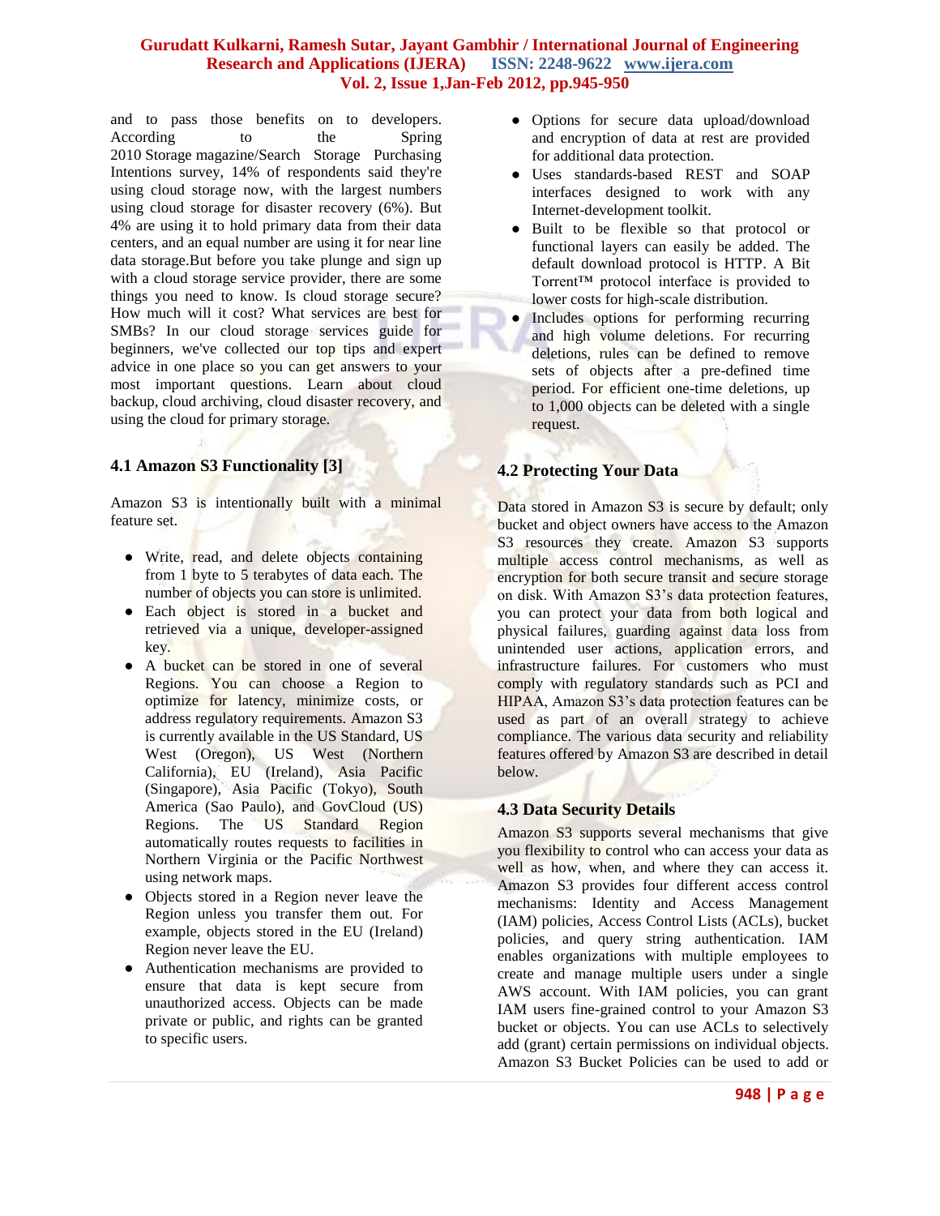and to pass those benefits on to developers. According to the Spring 2010 Storage magazine/Search Storage Purchasing Intentions survey, 14% of respondents said they're using cloud storage now, with the largest numbers using cloud storage for disaster recovery (6%). But 4% are using it to hold primary data from their data centers, and an equal number are using it for near line data storage.But before you take plunge and sign up with a cloud storage service provider, there are some things you need to know. Is cloud storage secure? How much will it cost? What services are best for SMBs? In our cloud storage services guide for beginners, we've collected our top tips and expert advice in one place so you can get answers to your most important questions. Learn about cloud backup, cloud archiving, cloud disaster recovery, and using the cloud for primary storage.

### 4.1 Amazon S3 Functionality [3]

Amazon S3 is intentionally built with a minimal feature set.

- Write, read, and delete objects containing from 1 byte to 5 terabytes of data each. The number of objects you can store is unlimited.
- Each object is stored in a bucket and retrieved via a unique, developer-assigned key.
- A bucket can be stored in one of several Regions. You can choose a Region to optimize for latency, minimize costs, or address regulatory requirements. Amazon S3 is currently available in the US Standard, US West (Oregon), US West (Northern California), EU (Ireland), Asia Pacific (Singapore), Asia Pacific (Tokyo), South America (Sao Paulo), and GovCloud (US) Regions. The US Standard Region automatically routes requests to facilities in Northern Virginia or the Pacific Northwest using network maps.
- Objects stored in a Region never leave the Region unless you transfer them out. For example, objects stored in the EU (Ireland) Region never leave the EU.
- Authentication mechanisms are provided to ensure that data is kept secure from unauthorized access. Objects can be made private or public, and rights can be granted to specific users.
- Options for secure data upload/download and encryption of data at rest are provided for additional data protection.
- Uses standards-based REST and SOAP interfaces designed to work with any Internet-development toolkit.
- Built to be flexible so that protocol or functional layers can easily be added. The default download protocol is HTTP. A Bit Torrent™ protocol interface is provided to lower costs for high-scale distribution.
- Includes options for performing recurring and high volume deletions. For recurring deletions, rules can be defined to remove sets of objects after a pre-defined time period. For efficient one-time deletions, up to 1,000 objects can be deleted with a single request.

### 4.2 Protecting Your Data

Data stored in Amazon S3 is secure by default; only bucket and object owners have access to the Amazon S3 resources they create. Amazon S3 supports multiple access control mechanisms, as well as encryption for both secure transit and secure storage on disk. With Amazon S3's data protection features, you can protect your data from both logical and physical failures, guarding against data loss from unintended user actions, application errors, and infrastructure failures. For customers who must comply with regulatory standards such as PCI and HIPAA, Amazon S3's data protection features can be used as part of an overall strategy to achieve compliance. The various data security and reliability features offered by Amazon S3 are described in detail below.

### 4.3 Data Security Details

Amazon S3 supports several mechanisms that give you flexibility to control who can access your data as well as how, when, and where they can access it. Amazon S3 provides four different access control mechanisms: Identity and Access Management (IAM) policies, Access Control Lists (ACLs), bucket policies, and query string authentication. IAM enables organizations with multiple employees to create and manage multiple users under a single AWS account. With IAM policies, you can grant IAM users fine-grained control to your Amazon S3 bucket or objects. You can use ACLs to selectively add (grant) certain permissions on individual objects. Amazon S3 Bucket Policies can be used to add or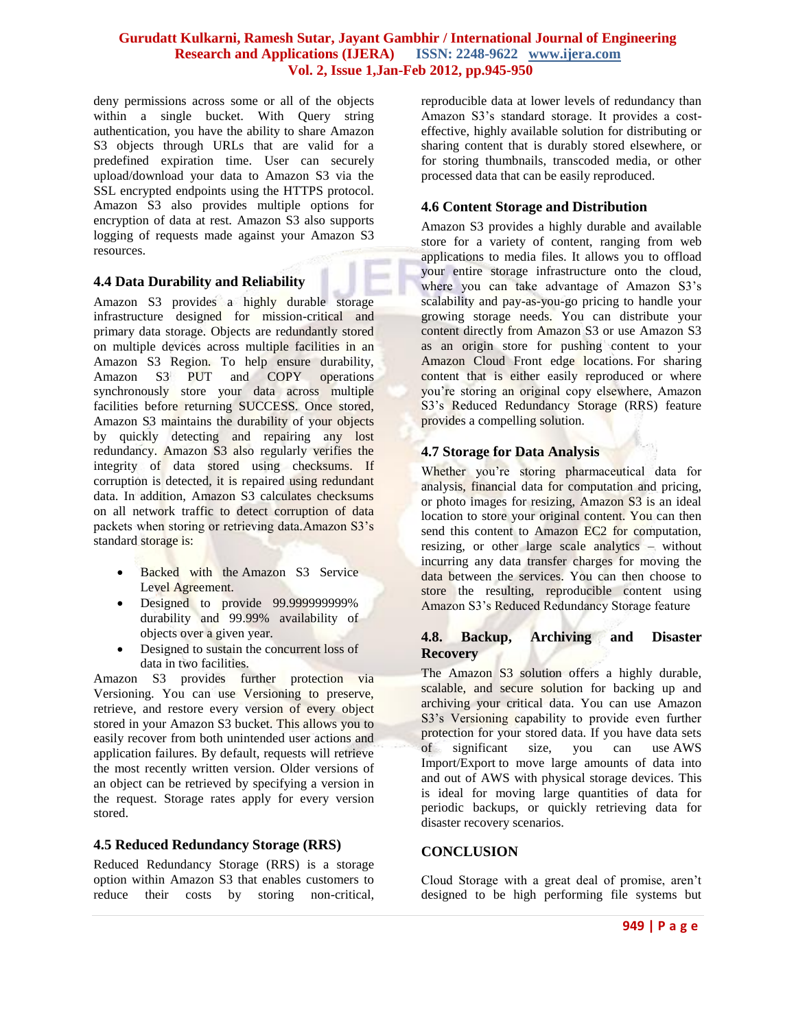deny permissions across some or all of the objects within a single bucket. With Query string authentication, you have the ability to share Amazon S3 objects through URLs that are valid for a predefined expiration time. User can securely upload/download your data to Amazon S3 via the SSL encrypted endpoints using the HTTPS protocol. Amazon S3 also provides multiple options for encryption of data at rest. Amazon S3 also supports logging of requests made against your Amazon S3 resources.

### 4.4 Data Durability and Reliability

Amazon S3 provides a highly durable storage infrastructure designed for mission-critical and primary data storage. Objects are redundantly stored on multiple devices across multiple facilities in an Amazon S3 Region. To help ensure durability, Amazon S3 PUT and COPY operations synchronously store your data across multiple facilities before returning SUCCESS. Once stored, Amazon S3 maintains the durability of your objects by quickly detecting and repairing any lost redundancy. Amazon S3 also regularly verifies the integrity of data stored using checksums. If corruption is detected, it is repaired using redundant data. In addition, Amazon S3 calculates checksums on all network traffic to detect corruption of data packets when storing or retrieving data.Amazon S3's standard storage is:

- Backed with the Amazon S3 Service Level Agreement.
- Designed to provide 99.999999999% durability and 99.99% availability of objects over a given year.
- Designed to sustain the concurrent loss of data in two facilities.

Amazon S3 provides further protection via Versioning. You can use Versioning to preserve, retrieve, and restore every version of every object stored in your Amazon S3 bucket. This allows you to easily recover from both unintended user actions and application failures. By default, requests will retrieve the most recently written version. Older versions of an object can be retrieved by specifying a version in the request. Storage rates apply for every version stored.

### 4.5 Reduced Redundancy Storage (RRS)

Reduced Redundancy Storage (RRS) is a storage option within Amazon S3 that enables customers to reduce their costs by storing non-critical, reproducible data at lower levels of redundancy than Amazon S3's standard storage. It provides a cost-effective, highly available solution for distributing or sharing content that is durably stored elsewhere, or for storing thumbnails, transcoded media, or other processed data that can be easily reproduced.

### 4.6 Content Storage and Distribution

Amazon S3 provides a highly durable and available store for a variety of content, ranging from web applications to media files. It allows you to offload your entire storage infrastructure onto the cloud, where you can take advantage of Amazon S3's scalability and pay-as-you-go pricing to handle your growing storage needs. You can distribute your content directly from Amazon S3 or use Amazon S3 as an origin store for pushing content to your Amazon Cloud Front edge locations. For sharing content that is either easily reproduced or where you're storing an original copy elsewhere, Amazon S3's Reduced Redundancy Storage (RRS) feature provides a compelling solution.

### 4.7 Storage for Data Analysis

Whether you're storing pharmaceutical data for analysis, financial data for computation and pricing, or photo images for resizing, Amazon S3 is an ideal location to store your original content. You can then send this content to Amazon EC2 for computation, resizing, or other large scale analytics – without incurring any data transfer charges for moving the data between the services. You can then choose to store the resulting, reproducible content using Amazon S3's Reduced Redundancy Storage feature

### 4.8. Backup, Archiving and Disaster Recovery

The Amazon S3 solution offers a highly durable, scalable, and secure solution for backing up and archiving your critical data. You can use Amazon S3's Versioning capability to provide even further protection for your stored data. If you have data sets of significant size, you can use AWS Import/Export to move large amounts of data into and out of AWS with physical storage devices. This is ideal for moving large quantities of data for periodic backups, or quickly retrieving data for disaster recovery scenarios.

## CONCLUSION

Cloud Storage with a great deal of promise, aren't designed to be high performing file systems but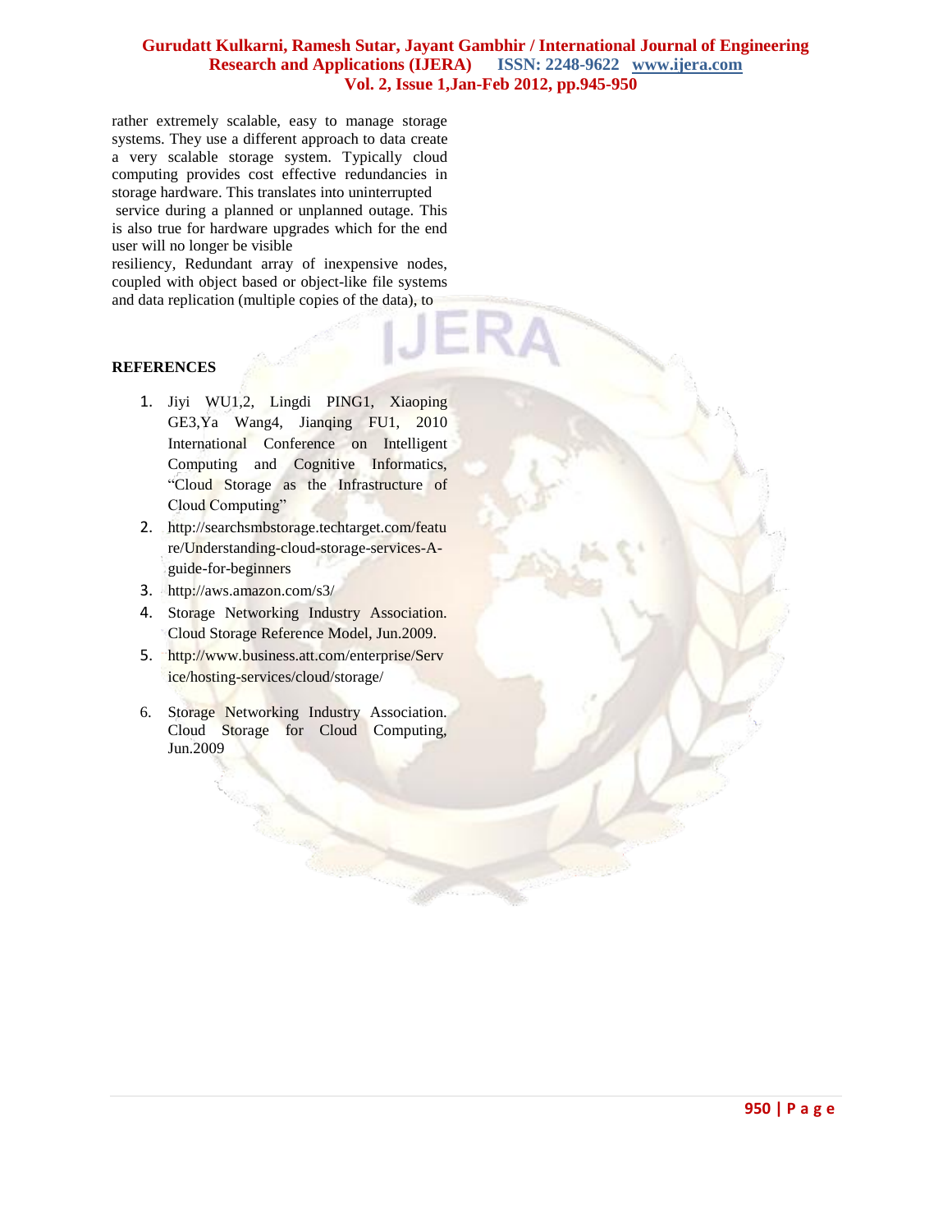rather extremely scalable, easy to manage storage systems. They use a different approach to data create a very scalable storage system. Typically cloud computing provides cost effective redundancies in storage hardware. This translates into uninterrupted service during a planned or unplanned outage. This is also true for hardware upgrades which for the end user will no longer be visible

resiliency, Redundant array of inexpensive nodes, coupled with object based or object-like file systems and data replication (multiple copies of the data), to

**REFERENCES**

1. Jiyi WU1,2, Lingdi PING1, Xiaoping GE3,Ya Wang4, Jianqing FU1, 2010 International Conference on Intelligent Computing and Cognitive Informatics, "Cloud Storage as the Infrastructure of Cloud Computing"
2. http://searchsmbstorage.techtarget.com/feature/Understanding-cloud-storage-services-A-guide-for-beginners
3. http://aws.amazon.com/s3/
4. Storage Networking Industry Association. Cloud Storage Reference Model, Jun.2009.
5. http://www.business.att.com/enterprise/Service/hosting-services/cloud/storage/
6. Storage Networking Industry Association. Cloud Storage for Cloud Computing, Jun.2009